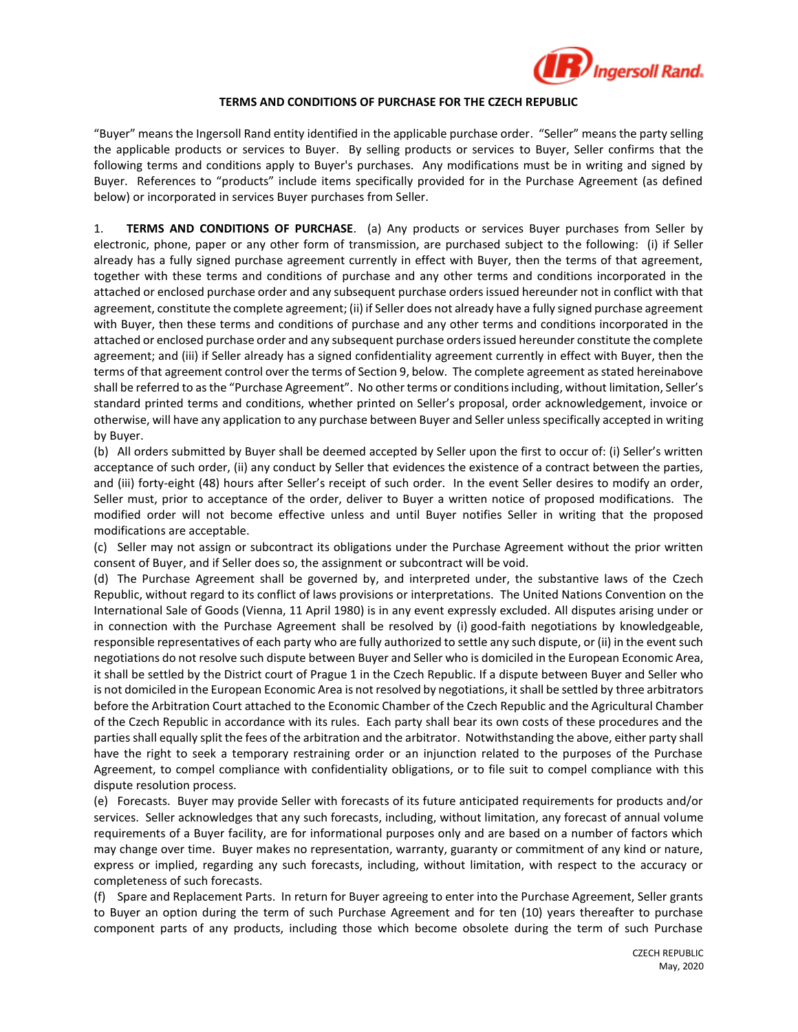## TERMS AND CONDITIONS OF PURCHASE FOR THE CZECH REPUBLIC

"Buyer" means the Ingersoll Rand entity identified in the applicable purchase order. "Seller" means the party selling the applicable products or services to Buyer. By selling products or services to Buyer, Seller confirms that the following terms and conditions apply to Buyer's purchases. Any modifications must be in writing and signed by Buyer. References to "products" include items specifically provided for in the Purchase Agreement (as defined below) or incorporated in services Buyer purchases from Seller.

1. **TERMS AND CONDITIONS OF PURCHASE**. (a) Any products or services Buyer purchases from Seller by electronic, phone, paper or any other form of transmission, are purchased subject to the following: (i) if Seller already has a fully signed purchase agreement currently in effect with Buyer, then the terms of that agreement, together with these terms and conditions of purchase and any other terms and conditions incorporated in the attached or enclosed purchase order and any subsequent purchase orders issued hereunder not in conflict with that agreement, constitute the complete agreement; (ii) if Seller does not already have a fully signed purchase agreement with Buyer, then these terms and conditions of purchase and any other terms and conditions incorporated in the attached or enclosed purchase order and any subsequent purchase orders issued hereunder constitute the complete agreement; and (iii) if Seller already has a signed confidentiality agreement currently in effect with Buyer, then the terms of that agreement control over the terms of Section 9, below. The complete agreement as stated hereinabove shall be referred to as the "Purchase Agreement". No other terms or conditions including, without limitation, Seller's standard printed terms and conditions, whether printed on Seller's proposal, order acknowledgement, invoice or otherwise, will have any application to any purchase between Buyer and Seller unless specifically accepted in writing by Buyer.

(b) All orders submitted by Buyer shall be deemed accepted by Seller upon the first to occur of: (i) Seller's written acceptance of such order, (ii) any conduct by Seller that evidences the existence of a contract between the parties, and (iii) forty-eight (48) hours after Seller's receipt of such order. In the event Seller desires to modify an order, Seller must, prior to acceptance of the order, deliver to Buyer a written notice of proposed modifications. The modified order will not become effective unless and until Buyer notifies Seller in writing that the proposed modifications are acceptable.

(c) Seller may not assign or subcontract its obligations under the Purchase Agreement without the prior written consent of Buyer, and if Seller does so, the assignment or subcontract will be void.

(d) The Purchase Agreement shall be governed by, and interpreted under, the substantive laws of the Czech Republic, without regard to its conflict of laws provisions or interpretations. The United Nations Convention on the International Sale of Goods (Vienna, 11 April 1980) is in any event expressly excluded. All disputes arising under or in connection with the Purchase Agreement shall be resolved by (i) good-faith negotiations by knowledgeable, responsible representatives of each party who are fully authorized to settle any such dispute, or (ii) in the event such negotiations do not resolve such dispute between Buyer and Seller who is domiciled in the European Economic Area, it shall be settled by the District court of Prague 1 in the Czech Republic. If a dispute between Buyer and Seller who is not domiciled in the European Economic Area is not resolved by negotiations, it shall be settled by three arbitrators before the Arbitration Court attached to the Economic Chamber of the Czech Republic and the Agricultural Chamber of the Czech Republic in accordance with its rules. Each party shall bear its own costs of these procedures and the parties shall equally split the fees of the arbitration and the arbitrator. Notwithstanding the above, either party shall have the right to seek a temporary restraining order or an injunction related to the purposes of the Purchase Agreement, to compel compliance with confidentiality obligations, or to file suit to compel compliance with this dispute resolution process.

(e) Forecasts. Buyer may provide Seller with forecasts of its future anticipated requirements for products and/or services. Seller acknowledges that any such forecasts, including, without limitation, any forecast of annual volume requirements of a Buyer facility, are for informational purposes only and are based on a number of factors which may change over time. Buyer makes no representation, warranty, guaranty or commitment of any kind or nature, express or implied, regarding any such forecasts, including, without limitation, with respect to the accuracy or completeness of such forecasts.

(f) Spare and Replacement Parts. In return for Buyer agreeing to enter into the Purchase Agreement, Seller grants to Buyer an option during the term of such Purchase Agreement and for ten (10) years thereafter to purchase component parts of any products, including those which become obsolete during the term of such Purchase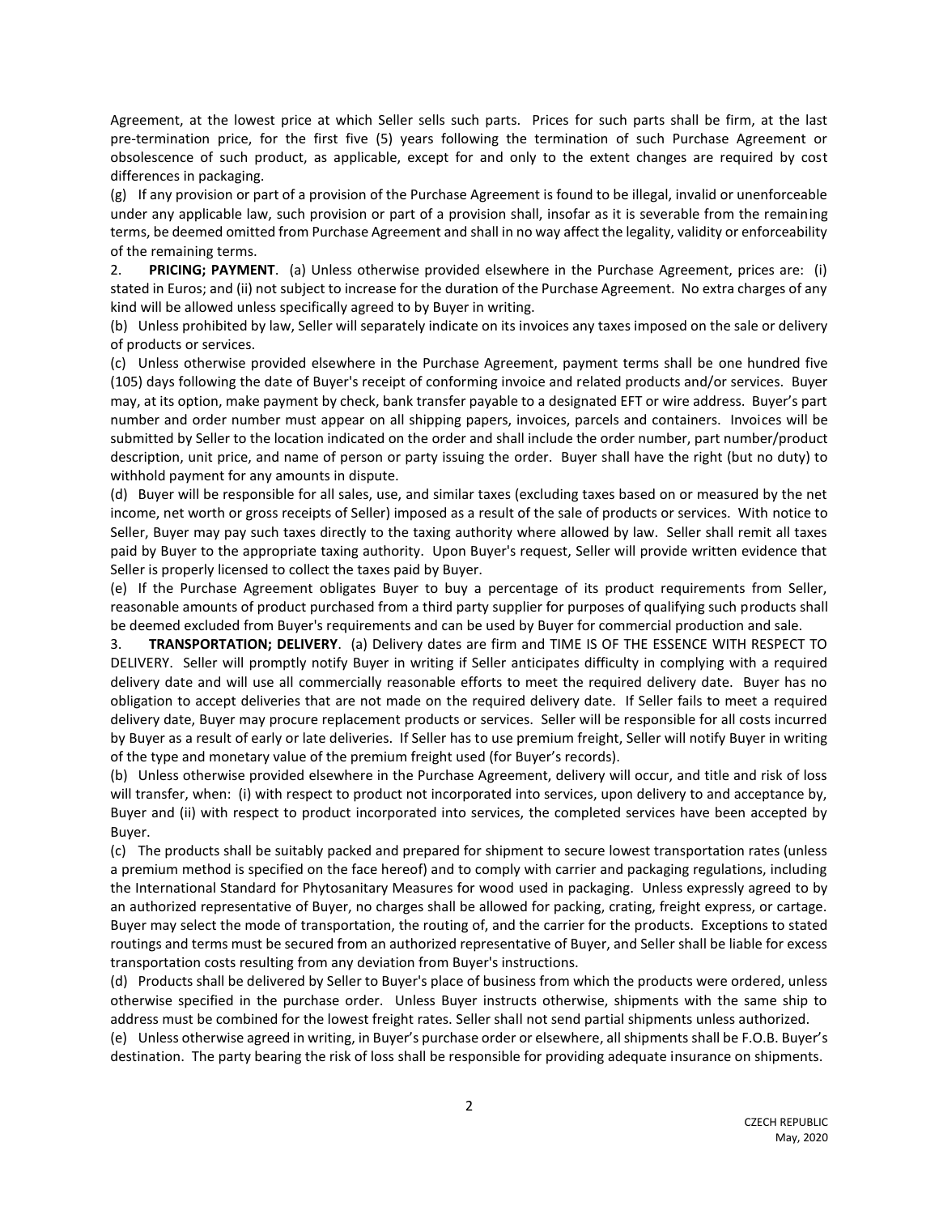Agreement, at the lowest price at which Seller sells such parts. Prices for such parts shall be firm, at the last pre-termination price, for the first five (5) years following the termination of such Purchase Agreement or obsolescence of such product, as applicable, except for and only to the extent changes are required by cost differences in packaging.

(g) If any provision or part of a provision of the Purchase Agreement is found to be illegal, invalid or unenforceable under any applicable law, such provision or part of a provision shall, insofar as it is severable from the remaining terms, be deemed omitted from Purchase Agreement and shall in no way affect the legality, validity or enforceability of the remaining terms.

2. **PRICING; PAYMENT**. (a) Unless otherwise provided elsewhere in the Purchase Agreement, prices are: (i) stated in Euros; and (ii) not subject to increase for the duration of the Purchase Agreement. No extra charges of any kind will be allowed unless specifically agreed to by Buyer in writing.

(b) Unless prohibited by law, Seller will separately indicate on its invoices any taxes imposed on the sale or delivery of products or services.

(c) Unless otherwise provided elsewhere in the Purchase Agreement, payment terms shall be one hundred five (105) days following the date of Buyer's receipt of conforming invoice and related products and/or services. Buyer may, at its option, make payment by check, bank transfer payable to a designated EFT or wire address. Buyer's part number and order number must appear on all shipping papers, invoices, parcels and containers. Invoices will be submitted by Seller to the location indicated on the order and shall include the order number, part number/product description, unit price, and name of person or party issuing the order. Buyer shall have the right (but no duty) to withhold payment for any amounts in dispute.

(d) Buyer will be responsible for all sales, use, and similar taxes (excluding taxes based on or measured by the net income, net worth or gross receipts of Seller) imposed as a result of the sale of products or services. With notice to Seller, Buyer may pay such taxes directly to the taxing authority where allowed by law. Seller shall remit all taxes paid by Buyer to the appropriate taxing authority. Upon Buyer's request, Seller will provide written evidence that Seller is properly licensed to collect the taxes paid by Buyer.

(e) If the Purchase Agreement obligates Buyer to buy a percentage of its product requirements from Seller, reasonable amounts of product purchased from a third party supplier for purposes of qualifying such products shall be deemed excluded from Buyer's requirements and can be used by Buyer for commercial production and sale.

3. **TRANSPORTATION; DELIVERY**. (a) Delivery dates are firm and TIME IS OF THE ESSENCE WITH RESPECT TO DELIVERY. Seller will promptly notify Buyer in writing if Seller anticipates difficulty in complying with a required delivery date and will use all commercially reasonable efforts to meet the required delivery date. Buyer has no obligation to accept deliveries that are not made on the required delivery date. If Seller fails to meet a required delivery date, Buyer may procure replacement products or services. Seller will be responsible for all costs incurred by Buyer as a result of early or late deliveries. If Seller has to use premium freight, Seller will notify Buyer in writing of the type and monetary value of the premium freight used (for Buyer's records).

(b) Unless otherwise provided elsewhere in the Purchase Agreement, delivery will occur, and title and risk of loss will transfer, when: (i) with respect to product not incorporated into services, upon delivery to and acceptance by, Buyer and (ii) with respect to product incorporated into services, the completed services have been accepted by Buyer.

(c) The products shall be suitably packed and prepared for shipment to secure lowest transportation rates (unless a premium method is specified on the face hereof) and to comply with carrier and packaging regulations, including the International Standard for Phytosanitary Measures for wood used in packaging. Unless expressly agreed to by an authorized representative of Buyer, no charges shall be allowed for packing, crating, freight express, or cartage. Buyer may select the mode of transportation, the routing of, and the carrier for the products. Exceptions to stated routings and terms must be secured from an authorized representative of Buyer, and Seller shall be liable for excess transportation costs resulting from any deviation from Buyer's instructions.

(d) Products shall be delivered by Seller to Buyer's place of business from which the products were ordered, unless otherwise specified in the purchase order. Unless Buyer instructs otherwise, shipments with the same ship to address must be combined for the lowest freight rates. Seller shall not send partial shipments unless authorized.

(e) Unless otherwise agreed in writing, in Buyer's purchase order or elsewhere, all shipments shall be F.O.B. Buyer's destination. The party bearing the risk of loss shall be responsible for providing adequate insurance on shipments.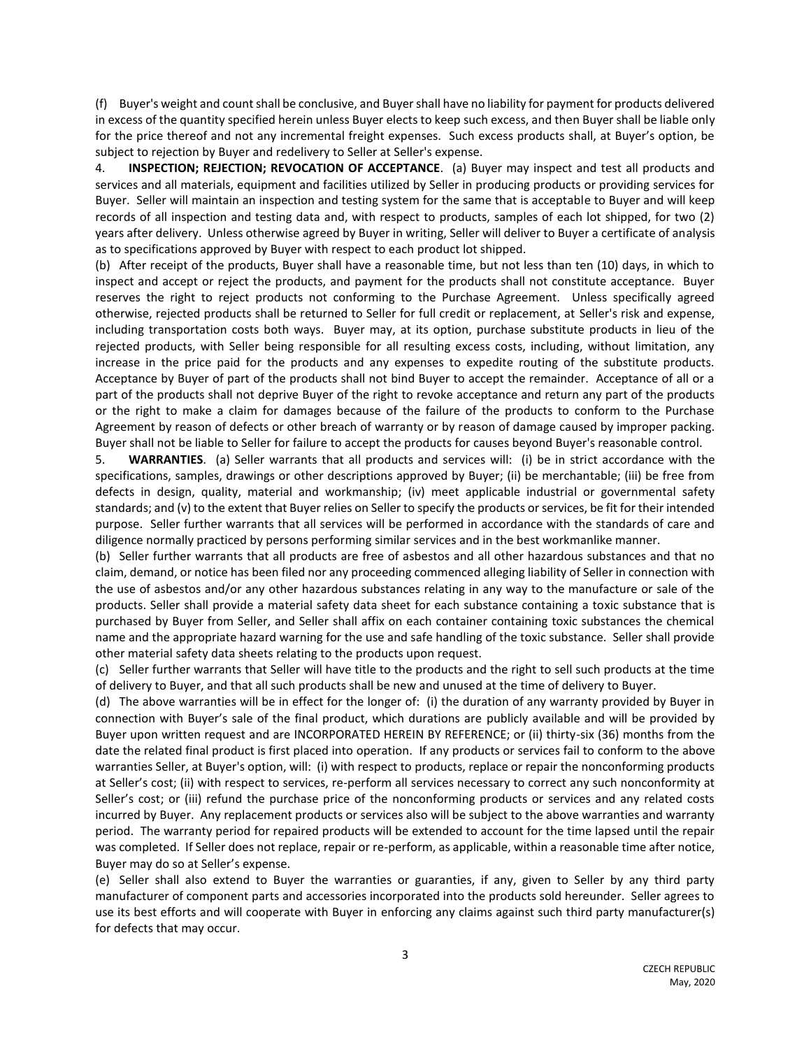(f) Buyer's weight and count shall be conclusive, and Buyer shall have no liability for payment for products delivered in excess of the quantity specified herein unless Buyer elects to keep such excess, and then Buyer shall be liable only for the price thereof and not any incremental freight expenses. Such excess products shall, at Buyer's option, be subject to rejection by Buyer and redelivery to Seller at Seller's expense.

4. **INSPECTION; REJECTION; REVOCATION OF ACCEPTANCE**. (a) Buyer may inspect and test all products and services and all materials, equipment and facilities utilized by Seller in producing products or providing services for Buyer. Seller will maintain an inspection and testing system for the same that is acceptable to Buyer and will keep records of all inspection and testing data and, with respect to products, samples of each lot shipped, for two (2) years after delivery. Unless otherwise agreed by Buyer in writing, Seller will deliver to Buyer a certificate of analysis as to specifications approved by Buyer with respect to each product lot shipped.

(b) After receipt of the products, Buyer shall have a reasonable time, but not less than ten (10) days, in which to inspect and accept or reject the products, and payment for the products shall not constitute acceptance. Buyer reserves the right to reject products not conforming to the Purchase Agreement. Unless specifically agreed otherwise, rejected products shall be returned to Seller for full credit or replacement, at Seller's risk and expense, including transportation costs both ways. Buyer may, at its option, purchase substitute products in lieu of the rejected products, with Seller being responsible for all resulting excess costs, including, without limitation, any increase in the price paid for the products and any expenses to expedite routing of the substitute products. Acceptance by Buyer of part of the products shall not bind Buyer to accept the remainder. Acceptance of all or a part of the products shall not deprive Buyer of the right to revoke acceptance and return any part of the products or the right to make a claim for damages because of the failure of the products to conform to the Purchase Agreement by reason of defects or other breach of warranty or by reason of damage caused by improper packing. Buyer shall not be liable to Seller for failure to accept the products for causes beyond Buyer's reasonable control.

5. **WARRANTIES**. (a) Seller warrants that all products and services will: (i) be in strict accordance with the specifications, samples, drawings or other descriptions approved by Buyer; (ii) be merchantable; (iii) be free from defects in design, quality, material and workmanship; (iv) meet applicable industrial or governmental safety standards; and (v) to the extent that Buyer relies on Seller to specify the products or services, be fit for their intended purpose. Seller further warrants that all services will be performed in accordance with the standards of care and diligence normally practiced by persons performing similar services and in the best workmanlike manner.

(b) Seller further warrants that all products are free of asbestos and all other hazardous substances and that no claim, demand, or notice has been filed nor any proceeding commenced alleging liability of Seller in connection with the use of asbestos and/or any other hazardous substances relating in any way to the manufacture or sale of the products. Seller shall provide a material safety data sheet for each substance containing a toxic substance that is purchased by Buyer from Seller, and Seller shall affix on each container containing toxic substances the chemical name and the appropriate hazard warning for the use and safe handling of the toxic substance. Seller shall provide other material safety data sheets relating to the products upon request.

(c) Seller further warrants that Seller will have title to the products and the right to sell such products at the time of delivery to Buyer, and that all such products shall be new and unused at the time of delivery to Buyer.

(d) The above warranties will be in effect for the longer of: (i) the duration of any warranty provided by Buyer in connection with Buyer's sale of the final product, which durations are publicly available and will be provided by Buyer upon written request and are INCORPORATED HEREIN BY REFERENCE; or (ii) thirty-six (36) months from the date the related final product is first placed into operation. If any products or services fail to conform to the above warranties Seller, at Buyer's option, will: (i) with respect to products, replace or repair the nonconforming products at Seller's cost; (ii) with respect to services, re-perform all services necessary to correct any such nonconformity at Seller's cost; or (iii) refund the purchase price of the nonconforming products or services and any related costs incurred by Buyer. Any replacement products or services also will be subject to the above warranties and warranty period. The warranty period for repaired products will be extended to account for the time lapsed until the repair was completed. If Seller does not replace, repair or re-perform, as applicable, within a reasonable time after notice, Buyer may do so at Seller's expense.

(e) Seller shall also extend to Buyer the warranties or guaranties, if any, given to Seller by any third party manufacturer of component parts and accessories incorporated into the products sold hereunder. Seller agrees to use its best efforts and will cooperate with Buyer in enforcing any claims against such third party manufacturer(s) for defects that may occur.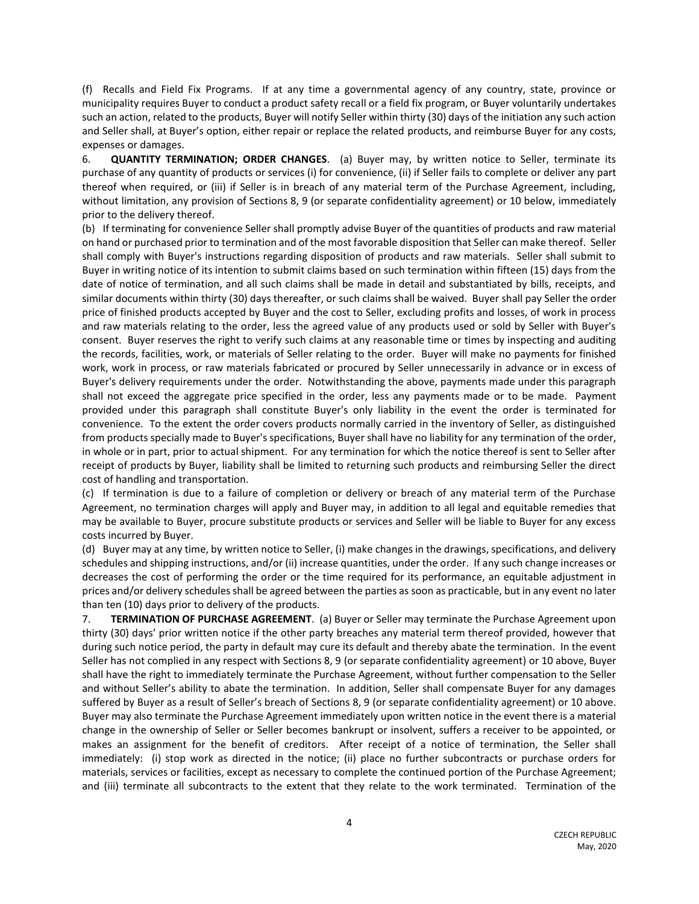(f) Recalls and Field Fix Programs. If at any time a governmental agency of any country, state, province or municipality requires Buyer to conduct a product safety recall or a field fix program, or Buyer voluntarily undertakes such an action, related to the products, Buyer will notify Seller within thirty (30) days of the initiation any such action and Seller shall, at Buyer's option, either repair or replace the related products, and reimburse Buyer for any costs, expenses or damages.

6. **QUANTITY TERMINATION; ORDER CHANGES**. (a) Buyer may, by written notice to Seller, terminate its purchase of any quantity of products or services (i) for convenience, (ii) if Seller fails to complete or deliver any part thereof when required, or (iii) if Seller is in breach of any material term of the Purchase Agreement, including, without limitation, any provision of Sections 8, 9 (or separate confidentiality agreement) or 10 below, immediately prior to the delivery thereof.

(b) If terminating for convenience Seller shall promptly advise Buyer of the quantities of products and raw material on hand or purchased prior to termination and of the most favorable disposition that Seller can make thereof. Seller shall comply with Buyer's instructions regarding disposition of products and raw materials. Seller shall submit to Buyer in writing notice of its intention to submit claims based on such termination within fifteen (15) days from the date of notice of termination, and all such claims shall be made in detail and substantiated by bills, receipts, and similar documents within thirty (30) days thereafter, or such claims shall be waived. Buyer shall pay Seller the order price of finished products accepted by Buyer and the cost to Seller, excluding profits and losses, of work in process and raw materials relating to the order, less the agreed value of any products used or sold by Seller with Buyer's consent. Buyer reserves the right to verify such claims at any reasonable time or times by inspecting and auditing the records, facilities, work, or materials of Seller relating to the order. Buyer will make no payments for finished work, work in process, or raw materials fabricated or procured by Seller unnecessarily in advance or in excess of Buyer's delivery requirements under the order. Notwithstanding the above, payments made under this paragraph shall not exceed the aggregate price specified in the order, less any payments made or to be made. Payment provided under this paragraph shall constitute Buyer's only liability in the event the order is terminated for convenience. To the extent the order covers products normally carried in the inventory of Seller, as distinguished from products specially made to Buyer's specifications, Buyer shall have no liability for any termination of the order, in whole or in part, prior to actual shipment. For any termination for which the notice thereof is sent to Seller after receipt of products by Buyer, liability shall be limited to returning such products and reimbursing Seller the direct cost of handling and transportation.

(c) If termination is due to a failure of completion or delivery or breach of any material term of the Purchase Agreement, no termination charges will apply and Buyer may, in addition to all legal and equitable remedies that may be available to Buyer, procure substitute products or services and Seller will be liable to Buyer for any excess costs incurred by Buyer.

(d) Buyer may at any time, by written notice to Seller, (i) make changes in the drawings, specifications, and delivery schedules and shipping instructions, and/or (ii) increase quantities, under the order. If any such change increases or decreases the cost of performing the order or the time required for its performance, an equitable adjustment in prices and/or delivery schedules shall be agreed between the parties as soon as practicable, but in any event no later than ten (10) days prior to delivery of the products.

7. **TERMINATION OF PURCHASE AGREEMENT**. (a) Buyer or Seller may terminate the Purchase Agreement upon thirty (30) days' prior written notice if the other party breaches any material term thereof provided, however that during such notice period, the party in default may cure its default and thereby abate the termination. In the event Seller has not complied in any respect with Sections 8, 9 (or separate confidentiality agreement) or 10 above, Buyer shall have the right to immediately terminate the Purchase Agreement, without further compensation to the Seller and without Seller's ability to abate the termination. In addition, Seller shall compensate Buyer for any damages suffered by Buyer as a result of Seller's breach of Sections 8, 9 (or separate confidentiality agreement) or 10 above. Buyer may also terminate the Purchase Agreement immediately upon written notice in the event there is a material change in the ownership of Seller or Seller becomes bankrupt or insolvent, suffers a receiver to be appointed, or makes an assignment for the benefit of creditors. After receipt of a notice of termination, the Seller shall immediately: (i) stop work as directed in the notice; (ii) place no further subcontracts or purchase orders for materials, services or facilities, except as necessary to complete the continued portion of the Purchase Agreement; and (iii) terminate all subcontracts to the extent that they relate to the work terminated. Termination of the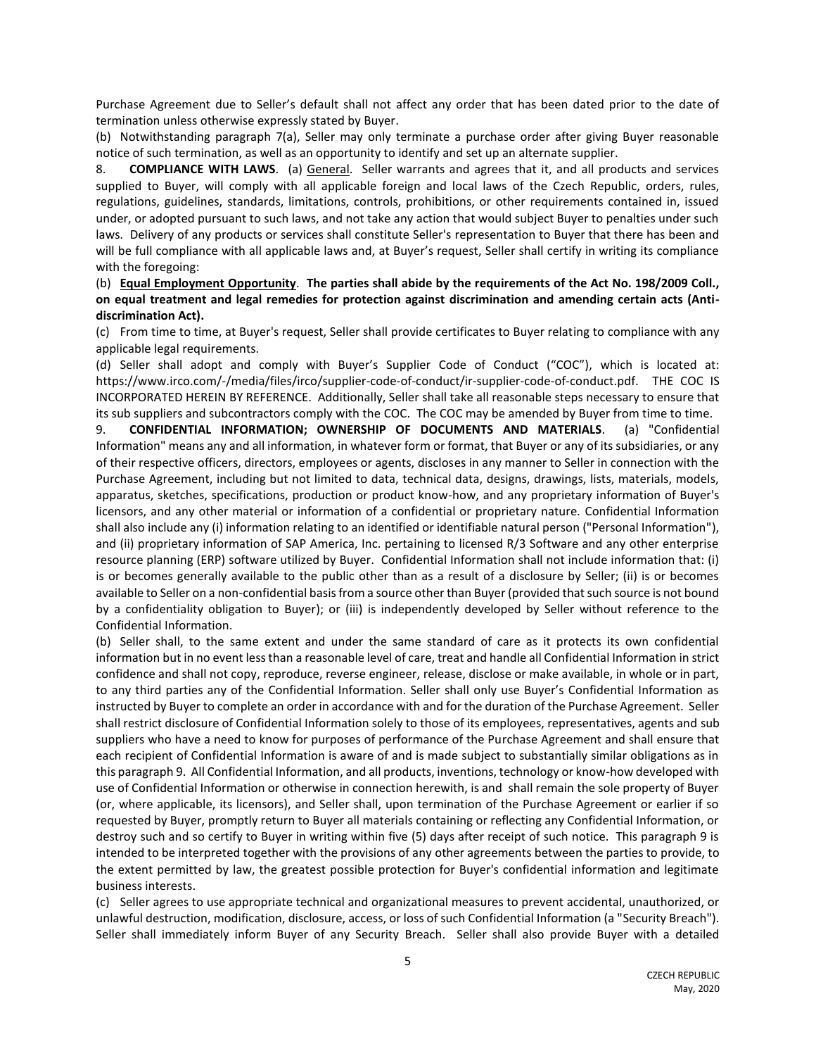Purchase Agreement due to Seller's default shall not affect any order that has been dated prior to the date of termination unless otherwise expressly stated by Buyer.

(b) Notwithstanding paragraph 7(a), Seller may only terminate a purchase order after giving Buyer reasonable notice of such termination, as well as an opportunity to identify and set up an alternate supplier.

8. **COMPLIANCE WITH LAWS**. (a) General. Seller warrants and agrees that it, and all products and services supplied to Buyer, will comply with all applicable foreign and local laws of the Czech Republic, orders, rules, regulations, guidelines, standards, limitations, controls, prohibitions, or other requirements contained in, issued under, or adopted pursuant to such laws, and not take any action that would subject Buyer to penalties under such laws. Delivery of any products or services shall constitute Seller's representation to Buyer that there has been and will be full compliance with all applicable laws and, at Buyer's request, Seller shall certify in writing its compliance with the foregoing:

(b) **Equal Employment Opportunity**. **The parties shall abide by the requirements of the Act No. 198/2009 Coll., on equal treatment and legal remedies for protection against discrimination and amending certain acts (Anti-discrimination Act).**

(c) From time to time, at Buyer's request, Seller shall provide certificates to Buyer relating to compliance with any applicable legal requirements.

(d) Seller shall adopt and comply with Buyer's Supplier Code of Conduct ("COC"), which is located at: https://www.irco.com/-/media/files/irco/supplier-code-of-conduct/ir-supplier-code-of-conduct.pdf. THE COC IS INCORPORATED HEREIN BY REFERENCE. Additionally, Seller shall take all reasonable steps necessary to ensure that its sub suppliers and subcontractors comply with the COC. The COC may be amended by Buyer from time to time.

9. **CONFIDENTIAL INFORMATION; OWNERSHIP OF DOCUMENTS AND MATERIALS**. (a) "Confidential Information" means any and all information, in whatever form or format, that Buyer or any of its subsidiaries, or any of their respective officers, directors, employees or agents, discloses in any manner to Seller in connection with the Purchase Agreement, including but not limited to data, technical data, designs, drawings, lists, materials, models, apparatus, sketches, specifications, production or product know-how, and any proprietary information of Buyer's licensors, and any other material or information of a confidential or proprietary nature. Confidential Information shall also include any (i) information relating to an identified or identifiable natural person ("Personal Information"), and (ii) proprietary information of SAP America, Inc. pertaining to licensed R/3 Software and any other enterprise resource planning (ERP) software utilized by Buyer. Confidential Information shall not include information that: (i) is or becomes generally available to the public other than as a result of a disclosure by Seller; (ii) is or becomes available to Seller on a non-confidential basis from a source other than Buyer (provided that such source is not bound by a confidentiality obligation to Buyer); or (iii) is independently developed by Seller without reference to the Confidential Information.

(b) Seller shall, to the same extent and under the same standard of care as it protects its own confidential information but in no event less than a reasonable level of care, treat and handle all Confidential Information in strict confidence and shall not copy, reproduce, reverse engineer, release, disclose or make available, in whole or in part, to any third parties any of the Confidential Information. Seller shall only use Buyer's Confidential Information as instructed by Buyer to complete an order in accordance with and for the duration of the Purchase Agreement. Seller shall restrict disclosure of Confidential Information solely to those of its employees, representatives, agents and sub suppliers who have a need to know for purposes of performance of the Purchase Agreement and shall ensure that each recipient of Confidential Information is aware of and is made subject to substantially similar obligations as in this paragraph 9. All Confidential Information, and all products, inventions, technology or know-how developed with use of Confidential Information or otherwise in connection herewith, is and shall remain the sole property of Buyer (or, where applicable, its licensors), and Seller shall, upon termination of the Purchase Agreement or earlier if so requested by Buyer, promptly return to Buyer all materials containing or reflecting any Confidential Information, or destroy such and so certify to Buyer in writing within five (5) days after receipt of such notice. This paragraph 9 is intended to be interpreted together with the provisions of any other agreements between the parties to provide, to the extent permitted by law, the greatest possible protection for Buyer's confidential information and legitimate business interests.

(c) Seller agrees to use appropriate technical and organizational measures to prevent accidental, unauthorized, or unlawful destruction, modification, disclosure, access, or loss of such Confidential Information (a "Security Breach"). Seller shall immediately inform Buyer of any Security Breach. Seller shall also provide Buyer with a detailed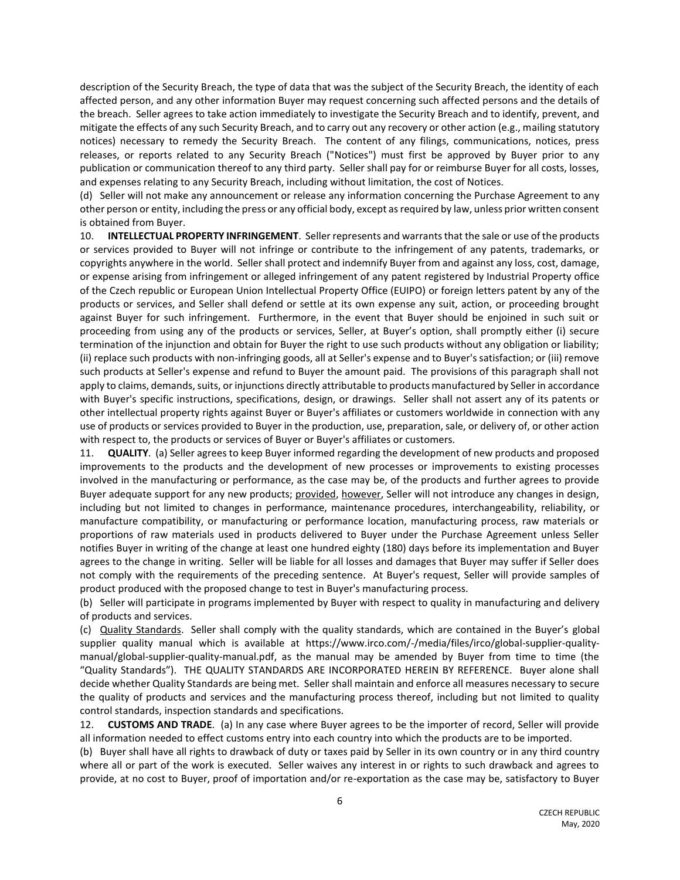description of the Security Breach, the type of data that was the subject of the Security Breach, the identity of each affected person, and any other information Buyer may request concerning such affected persons and the details of the breach. Seller agrees to take action immediately to investigate the Security Breach and to identify, prevent, and mitigate the effects of any such Security Breach, and to carry out any recovery or other action (e.g., mailing statutory notices) necessary to remedy the Security Breach. The content of any filings, communications, notices, press releases, or reports related to any Security Breach ("Notices") must first be approved by Buyer prior to any publication or communication thereof to any third party. Seller shall pay for or reimburse Buyer for all costs, losses, and expenses relating to any Security Breach, including without limitation, the cost of Notices.

(d) Seller will not make any announcement or release any information concerning the Purchase Agreement to any other person or entity, including the press or any official body, except as required by law, unless prior written consent is obtained from Buyer.

10. **INTELLECTUAL PROPERTY INFRINGEMENT**. Seller represents and warrants that the sale or use of the products or services provided to Buyer will not infringe or contribute to the infringement of any patents, trademarks, or copyrights anywhere in the world. Seller shall protect and indemnify Buyer from and against any loss, cost, damage, or expense arising from infringement or alleged infringement of any patent registered by Industrial Property office of the Czech republic or European Union Intellectual Property Office (EUIPO) or foreign letters patent by any of the products or services, and Seller shall defend or settle at its own expense any suit, action, or proceeding brought against Buyer for such infringement. Furthermore, in the event that Buyer should be enjoined in such suit or proceeding from using any of the products or services, Seller, at Buyer's option, shall promptly either (i) secure termination of the injunction and obtain for Buyer the right to use such products without any obligation or liability; (ii) replace such products with non-infringing goods, all at Seller's expense and to Buyer's satisfaction; or (iii) remove such products at Seller's expense and refund to Buyer the amount paid. The provisions of this paragraph shall not apply to claims, demands, suits, or injunctions directly attributable to products manufactured by Seller in accordance with Buyer's specific instructions, specifications, design, or drawings. Seller shall not assert any of its patents or other intellectual property rights against Buyer or Buyer's affiliates or customers worldwide in connection with any use of products or services provided to Buyer in the production, use, preparation, sale, or delivery of, or other action with respect to, the products or services of Buyer or Buyer's affiliates or customers.

11. **QUALITY**. (a) Seller agrees to keep Buyer informed regarding the development of new products and proposed improvements to the products and the development of new processes or improvements to existing processes involved in the manufacturing or performance, as the case may be, of the products and further agrees to provide Buyer adequate support for any new products; provided, however, Seller will not introduce any changes in design, including but not limited to changes in performance, maintenance procedures, interchangeability, reliability, or manufacture compatibility, or manufacturing or performance location, manufacturing process, raw materials or proportions of raw materials used in products delivered to Buyer under the Purchase Agreement unless Seller notifies Buyer in writing of the change at least one hundred eighty (180) days before its implementation and Buyer agrees to the change in writing. Seller will be liable for all losses and damages that Buyer may suffer if Seller does not comply with the requirements of the preceding sentence. At Buyer's request, Seller will provide samples of product produced with the proposed change to test in Buyer's manufacturing process.

(b) Seller will participate in programs implemented by Buyer with respect to quality in manufacturing and delivery of products and services.

(c) Quality Standards. Seller shall comply with the quality standards, which are contained in the Buyer's global supplier quality manual which is available at https://www.irco.com/-/media/files/irco/global-supplier-quality-manual/global-supplier-quality-manual.pdf, as the manual may be amended by Buyer from time to time (the "Quality Standards"). THE QUALITY STANDARDS ARE INCORPORATED HEREIN BY REFERENCE. Buyer alone shall decide whether Quality Standards are being met. Seller shall maintain and enforce all measures necessary to secure the quality of products and services and the manufacturing process thereof, including but not limited to quality control standards, inspection standards and specifications.

12. **CUSTOMS AND TRADE**. (a) In any case where Buyer agrees to be the importer of record, Seller will provide all information needed to effect customs entry into each country into which the products are to be imported.

(b) Buyer shall have all rights to drawback of duty or taxes paid by Seller in its own country or in any third country where all or part of the work is executed. Seller waives any interest in or rights to such drawback and agrees to provide, at no cost to Buyer, proof of importation and/or re-exportation as the case may be, satisfactory to Buyer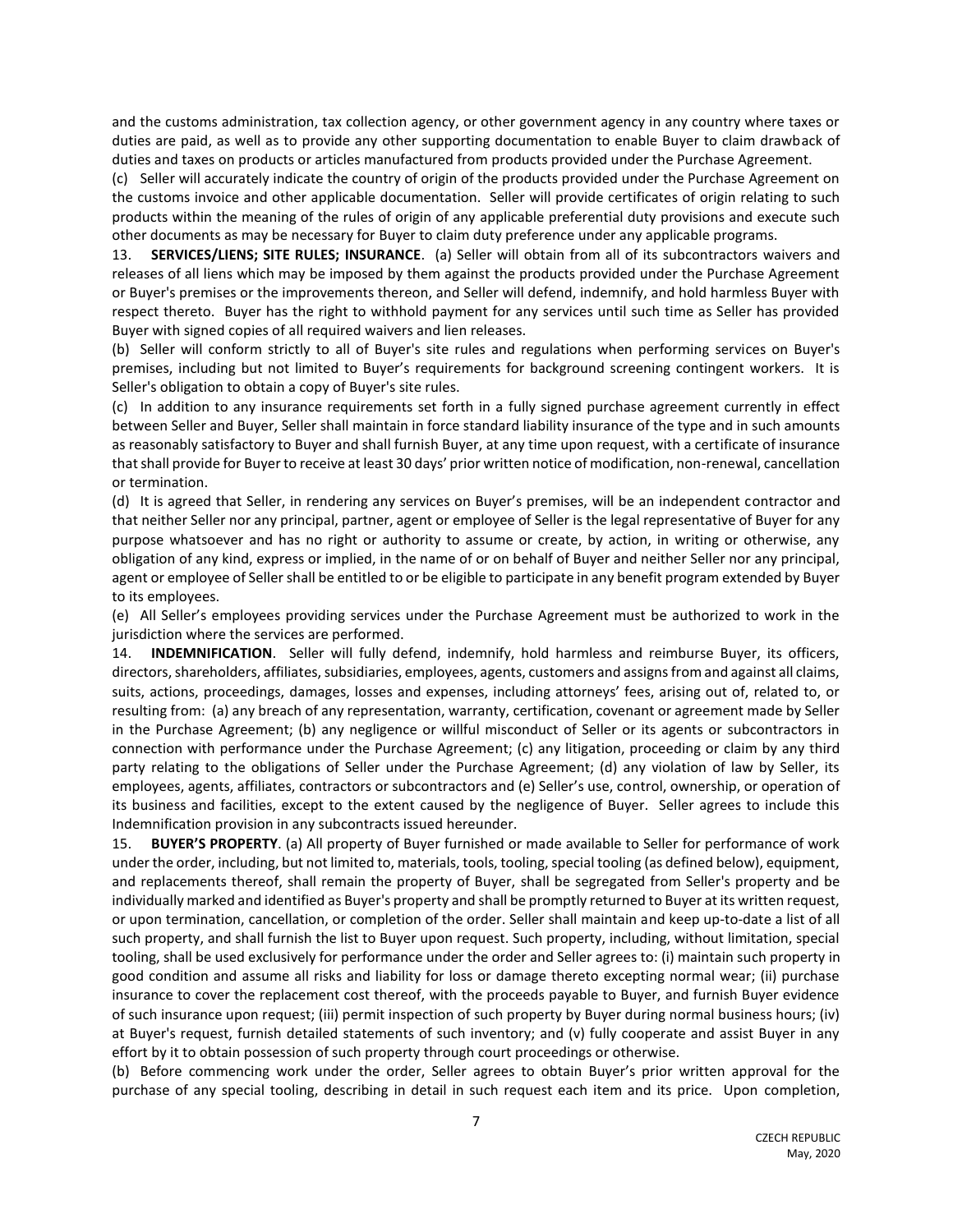and the customs administration, tax collection agency, or other government agency in any country where taxes or duties are paid, as well as to provide any other supporting documentation to enable Buyer to claim drawback of duties and taxes on products or articles manufactured from products provided under the Purchase Agreement.

(c) Seller will accurately indicate the country of origin of the products provided under the Purchase Agreement on the customs invoice and other applicable documentation. Seller will provide certificates of origin relating to such products within the meaning of the rules of origin of any applicable preferential duty provisions and execute such other documents as may be necessary for Buyer to claim duty preference under any applicable programs.

13. **SERVICES/LIENS; SITE RULES; INSURANCE**. (a) Seller will obtain from all of its subcontractors waivers and releases of all liens which may be imposed by them against the products provided under the Purchase Agreement or Buyer's premises or the improvements thereon, and Seller will defend, indemnify, and hold harmless Buyer with respect thereto. Buyer has the right to withhold payment for any services until such time as Seller has provided Buyer with signed copies of all required waivers and lien releases.

(b) Seller will conform strictly to all of Buyer's site rules and regulations when performing services on Buyer's premises, including but not limited to Buyer's requirements for background screening contingent workers. It is Seller's obligation to obtain a copy of Buyer's site rules.

(c) In addition to any insurance requirements set forth in a fully signed purchase agreement currently in effect between Seller and Buyer, Seller shall maintain in force standard liability insurance of the type and in such amounts as reasonably satisfactory to Buyer and shall furnish Buyer, at any time upon request, with a certificate of insurance that shall provide for Buyer to receive at least 30 days' prior written notice of modification, non-renewal, cancellation or termination.

(d) It is agreed that Seller, in rendering any services on Buyer's premises, will be an independent contractor and that neither Seller nor any principal, partner, agent or employee of Seller is the legal representative of Buyer for any purpose whatsoever and has no right or authority to assume or create, by action, in writing or otherwise, any obligation of any kind, express or implied, in the name of or on behalf of Buyer and neither Seller nor any principal, agent or employee of Seller shall be entitled to or be eligible to participate in any benefit program extended by Buyer to its employees.

(e) All Seller's employees providing services under the Purchase Agreement must be authorized to work in the jurisdiction where the services are performed.

14. **INDEMNIFICATION**. Seller will fully defend, indemnify, hold harmless and reimburse Buyer, its officers, directors, shareholders, affiliates, subsidiaries, employees, agents, customers and assigns from and against all claims, suits, actions, proceedings, damages, losses and expenses, including attorneys' fees, arising out of, related to, or resulting from: (a) any breach of any representation, warranty, certification, covenant or agreement made by Seller in the Purchase Agreement; (b) any negligence or willful misconduct of Seller or its agents or subcontractors in connection with performance under the Purchase Agreement; (c) any litigation, proceeding or claim by any third party relating to the obligations of Seller under the Purchase Agreement; (d) any violation of law by Seller, its employees, agents, affiliates, contractors or subcontractors and (e) Seller's use, control, ownership, or operation of its business and facilities, except to the extent caused by the negligence of Buyer. Seller agrees to include this Indemnification provision in any subcontracts issued hereunder.

15. **BUYER'S PROPERTY**. (a) All property of Buyer furnished or made available to Seller for performance of work under the order, including, but not limited to, materials, tools, tooling, special tooling (as defined below), equipment, and replacements thereof, shall remain the property of Buyer, shall be segregated from Seller's property and be individually marked and identified as Buyer's property and shall be promptly returned to Buyer at its written request, or upon termination, cancellation, or completion of the order. Seller shall maintain and keep up-to-date a list of all such property, and shall furnish the list to Buyer upon request. Such property, including, without limitation, special tooling, shall be used exclusively for performance under the order and Seller agrees to: (i) maintain such property in good condition and assume all risks and liability for loss or damage thereto excepting normal wear; (ii) purchase insurance to cover the replacement cost thereof, with the proceeds payable to Buyer, and furnish Buyer evidence of such insurance upon request; (iii) permit inspection of such property by Buyer during normal business hours; (iv) at Buyer's request, furnish detailed statements of such inventory; and (v) fully cooperate and assist Buyer in any effort by it to obtain possession of such property through court proceedings or otherwise.

(b) Before commencing work under the order, Seller agrees to obtain Buyer's prior written approval for the purchase of any special tooling, describing in detail in such request each item and its price. Upon completion,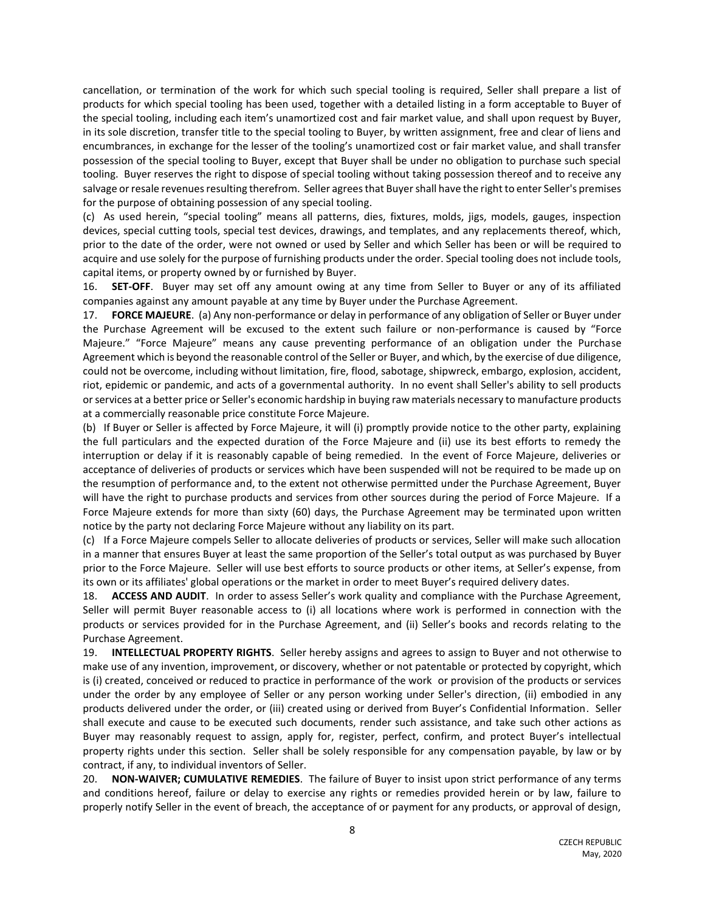cancellation, or termination of the work for which such special tooling is required, Seller shall prepare a list of products for which special tooling has been used, together with a detailed listing in a form acceptable to Buyer of the special tooling, including each item's unamortized cost and fair market value, and shall upon request by Buyer, in its sole discretion, transfer title to the special tooling to Buyer, by written assignment, free and clear of liens and encumbrances, in exchange for the lesser of the tooling's unamortized cost or fair market value, and shall transfer possession of the special tooling to Buyer, except that Buyer shall be under no obligation to purchase such special tooling. Buyer reserves the right to dispose of special tooling without taking possession thereof and to receive any salvage or resale revenues resulting therefrom. Seller agrees that Buyer shall have the right to enter Seller's premises for the purpose of obtaining possession of any special tooling.

(c) As used herein, "special tooling" means all patterns, dies, fixtures, molds, jigs, models, gauges, inspection devices, special cutting tools, special test devices, drawings, and templates, and any replacements thereof, which, prior to the date of the order, were not owned or used by Seller and which Seller has been or will be required to acquire and use solely for the purpose of furnishing products under the order. Special tooling does not include tools, capital items, or property owned by or furnished by Buyer.

16. **SET-OFF**. Buyer may set off any amount owing at any time from Seller to Buyer or any of its affiliated companies against any amount payable at any time by Buyer under the Purchase Agreement.

17. **FORCE MAJEURE**. (a) Any non-performance or delay in performance of any obligation of Seller or Buyer under the Purchase Agreement will be excused to the extent such failure or non-performance is caused by "Force Majeure." "Force Majeure" means any cause preventing performance of an obligation under the Purchase Agreement which is beyond the reasonable control of the Seller or Buyer, and which, by the exercise of due diligence, could not be overcome, including without limitation, fire, flood, sabotage, shipwreck, embargo, explosion, accident, riot, epidemic or pandemic, and acts of a governmental authority. In no event shall Seller's ability to sell products or services at a better price or Seller's economic hardship in buying raw materials necessary to manufacture products at a commercially reasonable price constitute Force Majeure.

(b) If Buyer or Seller is affected by Force Majeure, it will (i) promptly provide notice to the other party, explaining the full particulars and the expected duration of the Force Majeure and (ii) use its best efforts to remedy the interruption or delay if it is reasonably capable of being remedied. In the event of Force Majeure, deliveries or acceptance of deliveries of products or services which have been suspended will not be required to be made up on the resumption of performance and, to the extent not otherwise permitted under the Purchase Agreement, Buyer will have the right to purchase products and services from other sources during the period of Force Majeure. If a Force Majeure extends for more than sixty (60) days, the Purchase Agreement may be terminated upon written notice by the party not declaring Force Majeure without any liability on its part.

(c) If a Force Majeure compels Seller to allocate deliveries of products or services, Seller will make such allocation in a manner that ensures Buyer at least the same proportion of the Seller's total output as was purchased by Buyer prior to the Force Majeure. Seller will use best efforts to source products or other items, at Seller's expense, from its own or its affiliates' global operations or the market in order to meet Buyer's required delivery dates.

18. **ACCESS AND AUDIT**. In order to assess Seller's work quality and compliance with the Purchase Agreement, Seller will permit Buyer reasonable access to (i) all locations where work is performed in connection with the products or services provided for in the Purchase Agreement, and (ii) Seller's books and records relating to the Purchase Agreement.

19. **INTELLECTUAL PROPERTY RIGHTS**. Seller hereby assigns and agrees to assign to Buyer and not otherwise to make use of any invention, improvement, or discovery, whether or not patentable or protected by copyright, which is (i) created, conceived or reduced to practice in performance of the work or provision of the products or services under the order by any employee of Seller or any person working under Seller's direction, (ii) embodied in any products delivered under the order, or (iii) created using or derived from Buyer's Confidential Information. Seller shall execute and cause to be executed such documents, render such assistance, and take such other actions as Buyer may reasonably request to assign, apply for, register, perfect, confirm, and protect Buyer's intellectual property rights under this section. Seller shall be solely responsible for any compensation payable, by law or by contract, if any, to individual inventors of Seller.

20. **NON-WAIVER; CUMULATIVE REMEDIES**. The failure of Buyer to insist upon strict performance of any terms and conditions hereof, failure or delay to exercise any rights or remedies provided herein or by law, failure to properly notify Seller in the event of breach, the acceptance of or payment for any products, or approval of design,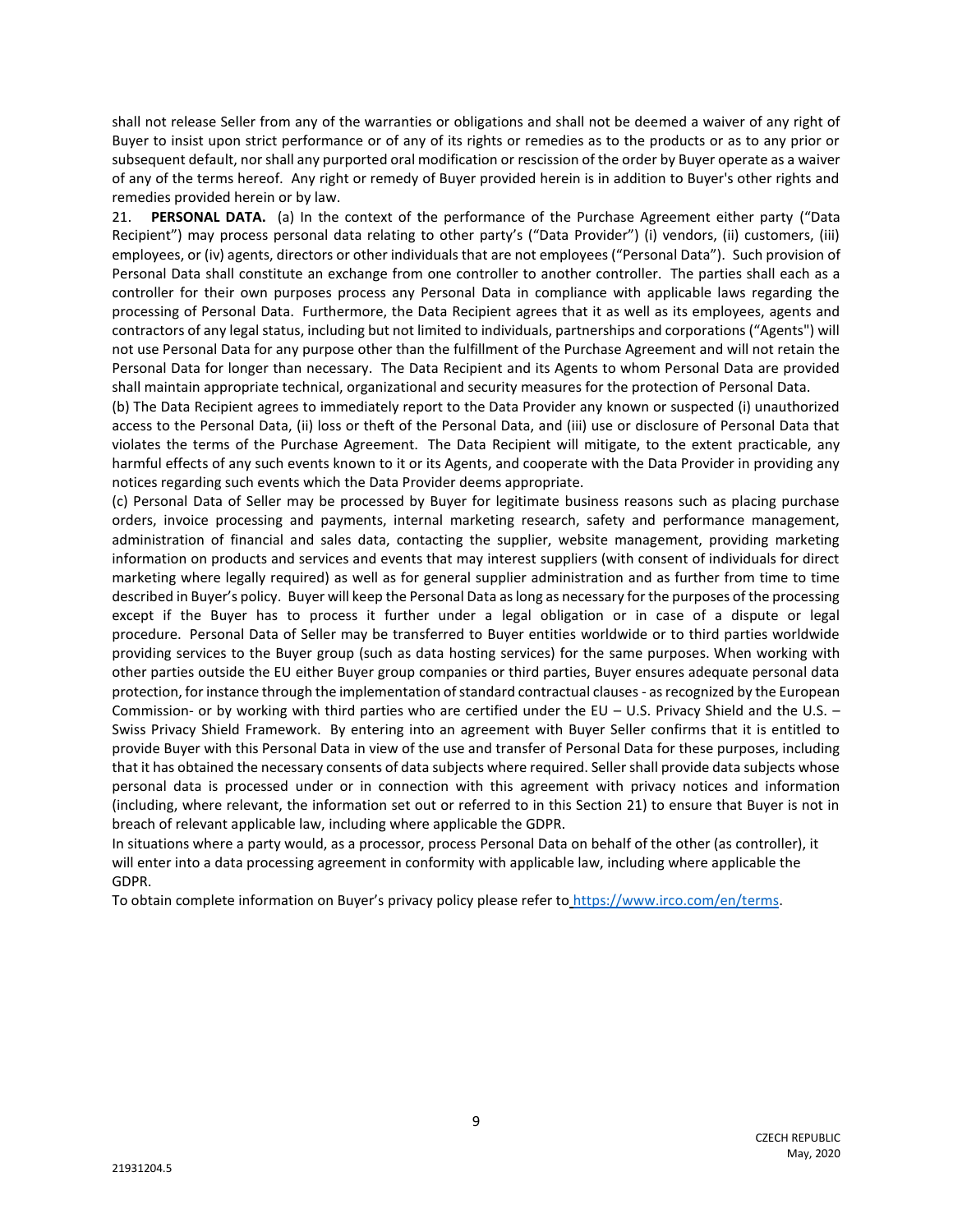shall not release Seller from any of the warranties or obligations and shall not be deemed a waiver of any right of Buyer to insist upon strict performance or of any of its rights or remedies as to the products or as to any prior or subsequent default, nor shall any purported oral modification or rescission of the order by Buyer operate as a waiver of any of the terms hereof. Any right or remedy of Buyer provided herein is in addition to Buyer's other rights and remedies provided herein or by law.

21. **PERSONAL DATA.** (a) In the context of the performance of the Purchase Agreement either party ("Data Recipient") may process personal data relating to other party's ("Data Provider") (i) vendors, (ii) customers, (iii) employees, or (iv) agents, directors or other individuals that are not employees ("Personal Data"). Such provision of Personal Data shall constitute an exchange from one controller to another controller. The parties shall each as a controller for their own purposes process any Personal Data in compliance with applicable laws regarding the processing of Personal Data. Furthermore, the Data Recipient agrees that it as well as its employees, agents and contractors of any legal status, including but not limited to individuals, partnerships and corporations ("Agents") will not use Personal Data for any purpose other than the fulfillment of the Purchase Agreement and will not retain the Personal Data for longer than necessary. The Data Recipient and its Agents to whom Personal Data are provided shall maintain appropriate technical, organizational and security measures for the protection of Personal Data.

(b) The Data Recipient agrees to immediately report to the Data Provider any known or suspected (i) unauthorized access to the Personal Data, (ii) loss or theft of the Personal Data, and (iii) use or disclosure of Personal Data that violates the terms of the Purchase Agreement. The Data Recipient will mitigate, to the extent practicable, any harmful effects of any such events known to it or its Agents, and cooperate with the Data Provider in providing any notices regarding such events which the Data Provider deems appropriate.

(c) Personal Data of Seller may be processed by Buyer for legitimate business reasons such as placing purchase orders, invoice processing and payments, internal marketing research, safety and performance management, administration of financial and sales data, contacting the supplier, website management, providing marketing information on products and services and events that may interest suppliers (with consent of individuals for direct marketing where legally required) as well as for general supplier administration and as further from time to time described in Buyer's policy. Buyer will keep the Personal Data as long as necessary for the purposes of the processing except if the Buyer has to process it further under a legal obligation or in case of a dispute or legal procedure. Personal Data of Seller may be transferred to Buyer entities worldwide or to third parties worldwide providing services to the Buyer group (such as data hosting services) for the same purposes. When working with other parties outside the EU either Buyer group companies or third parties, Buyer ensures adequate personal data protection, for instance through the implementation of standard contractual clauses - as recognized by the European Commission- or by working with third parties who are certified under the EU – U.S. Privacy Shield and the U.S. – Swiss Privacy Shield Framework. By entering into an agreement with Buyer Seller confirms that it is entitled to provide Buyer with this Personal Data in view of the use and transfer of Personal Data for these purposes, including that it has obtained the necessary consents of data subjects where required. Seller shall provide data subjects whose personal data is processed under or in connection with this agreement with privacy notices and information (including, where relevant, the information set out or referred to in this Section 21) to ensure that Buyer is not in breach of relevant applicable law, including where applicable the GDPR.

In situations where a party would, as a processor, process Personal Data on behalf of the other (as controller), it will enter into a data processing agreement in conformity with applicable law, including where applicable the GDPR.

To obtain complete information on Buyer's privacy policy please refer to https://www.irco.com/en/terms.